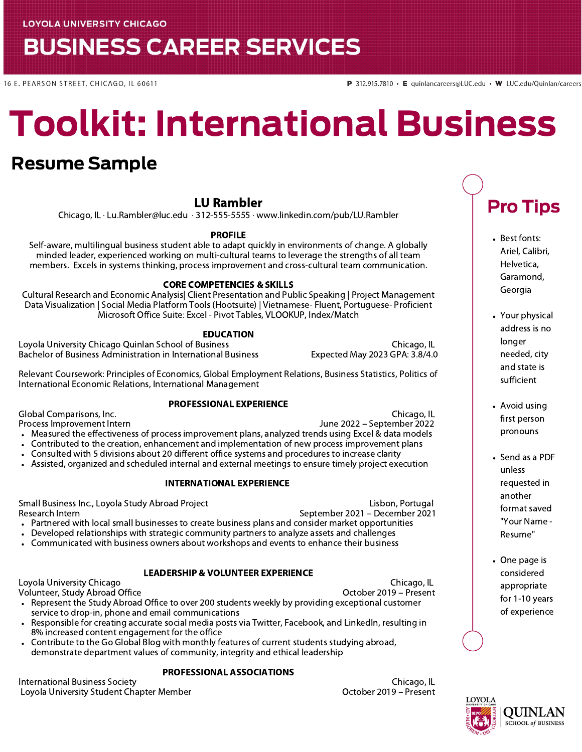LOYOLA UNIVERSITY CHICAGO

# BUSINESS CAREER SERVICES

16 E. PEARSON STREET, CHICAGO, IL 60611

**P** 312.915.7810 • **E** quinlancareers@LUC.edu • **W** LUC.edu/Quinlan/careers

# Toolkit: International Business

## Resume Sample

### LU Rambler

Chicago, IL · Lu.Rambler@luc.edu · 312-555-5555 · www.linkedin.com/pub/LU.Rambler

**PROFILE**

Self-aware, multilingual business student able to adapt quickly in environments of change. A globally minded leader, experienced working on multi-cultural teams to leverage the strengths of all team members. Excels in systems thinking, process improvement and cross-cultural team communication.

**CORE COMPETENCIES & SKILLS**

Cultural Research and Economic Analysis| Client Presentation and Public Speaking | Project Management
Data Visualization | Social Media Platform Tools (Hootsuite) | Vietnamese- Fluent, Portuguese- Proficient
Microsoft Office Suite: Excel - Pivot Tables, VLOOKUP, Index/Match

**EDUCATION**

Loyola University Chicago Quinlan School of Business — Chicago, IL
Bachelor of Business Administration in International Business — Expected May 2023 GPA: 3.8/4.0

Relevant Coursework: Principles of Economics, Global Employment Relations, Business Statistics, Politics of International Economic Relations, International Management

**PROFESSIONAL EXPERIENCE**

Global Comparisons, Inc. — Chicago, IL
Process Improvement Intern — June 2022 – September 2022

- Measured the effectiveness of process improvement plans, analyzed trends using Excel & data models
- Contributed to the creation, enhancement and implementation of new process improvement plans
- Consulted with 5 divisions about 20 different office systems and procedures to increase clarity
- Assisted, organized and scheduled internal and external meetings to ensure timely project execution

**INTERNATIONAL EXPERIENCE**

Small Business Inc., Loyola Study Abroad Project — Lisbon, Portugal
Research Intern — September 2021 – December 2021

- Partnered with local small businesses to create business plans and consider market opportunities
- Developed relationships with strategic community partners to analyze assets and challenges
- Communicated with business owners about workshops and events to enhance their business

**LEADERSHIP & VOLUNTEER EXPERIENCE**

Loyola University Chicago — Chicago, IL
Volunteer, Study Abroad Office — October 2019 – Present

- Represent the Study Abroad Office to over 200 students weekly by providing exceptional customer service to drop-in, phone and email communications
- Responsible for creating accurate social media posts via Twitter, Facebook, and LinkedIn, resulting in 8% increased content engagement for the office
- Contribute to the Go Global Blog with monthly features of current students studying abroad, demonstrate department values of community, integrity and ethical leadership

**PROFESSIONAL ASSOCIATIONS**

International Business Society — Chicago, IL
Loyola University Student Chapter Member — October 2019 – Present

## Pro Tips

- Best fonts: Ariel, Calibri, Helvetica, Garamond, Georgia
- Your physical address is no longer needed, city and state is sufficient
- Avoid using first person pronouns
- Send as a PDF unless requested in another format saved "Your Name - Resume"
- One page is considered appropriate for 1-10 years of experience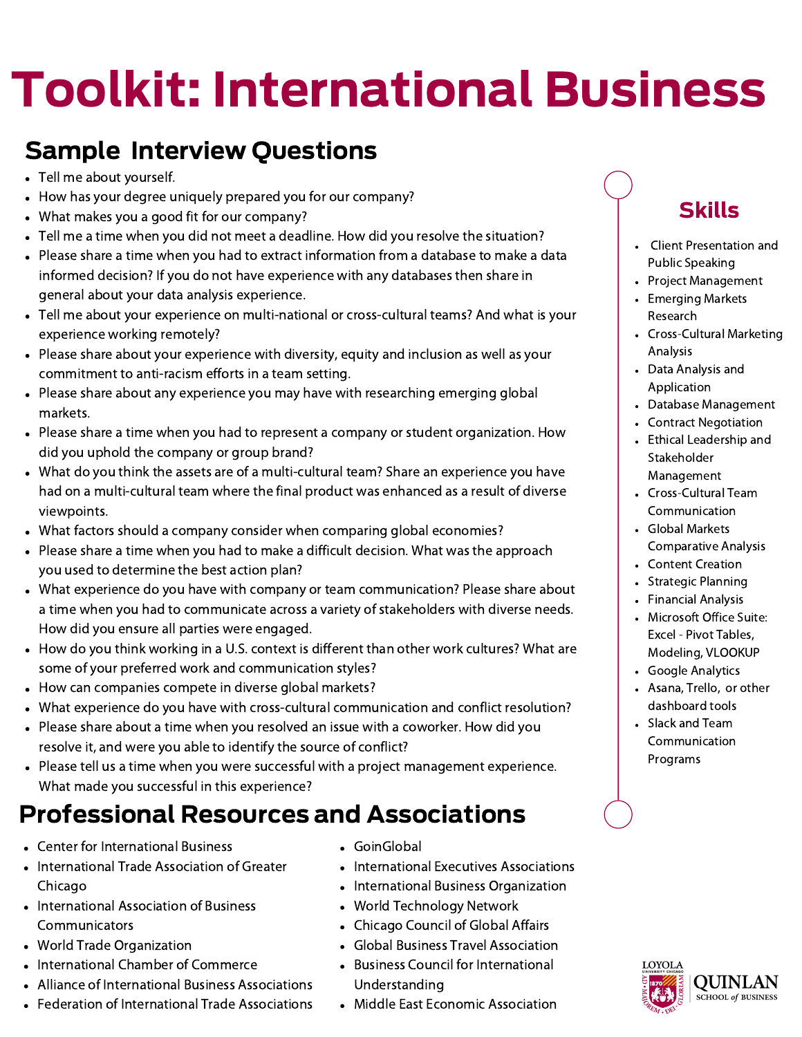# Toolkit: International Business

## Sample Interview Questions

- Tell me about yourself.
- How has your degree uniquely prepared you for our company?
- What makes you a good fit for our company?
- Tell me a time when you did not meet a deadline. How did you resolve the situation?
- Please share a time when you had to extract information from a database to make a data informed decision? If you do not have experience with any databases then share in general about your data analysis experience.
- Tell me about your experience on multi-national or cross-cultural teams? And what is your experience working remotely?
- Please share about your experience with diversity, equity and inclusion as well as your commitment to anti-racism efforts in a team setting.
- Please share about any experience you may have with researching emerging global markets.
- Please share a time when you had to represent a company or student organization. How did you uphold the company or group brand?
- What do you think the assets are of a multi-cultural team? Share an experience you have had on a multi-cultural team where the final product was enhanced as a result of diverse viewpoints.
- What factors should a company consider when comparing global economies?
- Please share a time when you had to make a difficult decision. What was the approach you used to determine the best action plan?
- What experience do you have with company or team communication? Please share about a time when you had to communicate across a variety of stakeholders with diverse needs. How did you ensure all parties were engaged.
- How do you think working in a U.S. context is different than other work cultures? What are some of your preferred work and communication styles?
- How can companies compete in diverse global markets?
- What experience do you have with cross-cultural communication and conflict resolution?
- Please share about a time when you resolved an issue with a coworker. How did you resolve it, and were you able to identify the source of conflict?
- Please tell us a time when you were successful with a project management experience. What made you successful in this experience?

## Skills

- Client Presentation and Public Speaking
- Project Management
- Emerging Markets Research
- Cross-Cultural Marketing Analysis
- Data Analysis and Application
- Database Management
- Contract Negotiation
- Ethical Leadership and Stakeholder Management
- Cross-Cultural Team Communication
- Global Markets Comparative Analysis
- Content Creation
- Strategic Planning
- Financial Analysis
- Microsoft Office Suite: Excel - Pivot Tables, Modeling, VLOOKUP
- Google Analytics
- Asana, Trello, or other dashboard tools
- Slack and Team Communication Programs

## Professional Resources and Associations

- Center for International Business
- International Trade Association of Greater Chicago
- International Association of Business Communicators
- World Trade Organization
- International Chamber of Commerce
- Alliance of International Business Associations
- Federation of International Trade Associations
- GoinGlobal
- International Executives Associations
- International Business Organization
- World Technology Network
- Chicago Council of Global Affairs
- Global Business Travel Association
- Business Council for International Understanding
- Middle East Economic Association